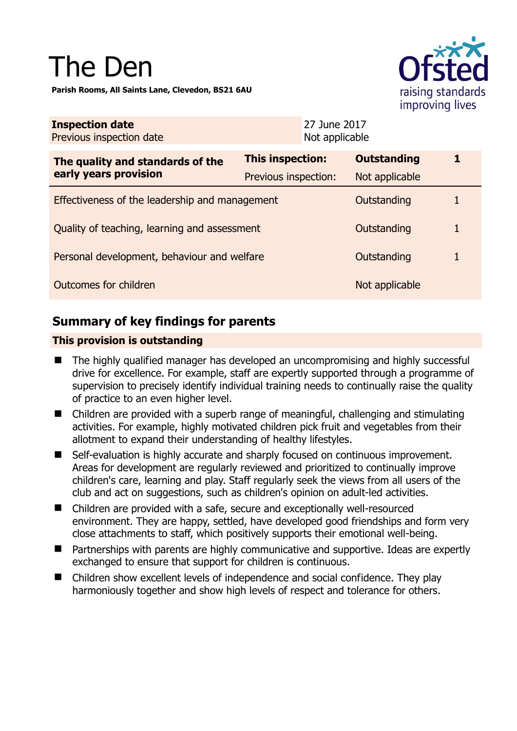# The Den

**Parish Rooms, All Saints Lane, Clevedon, BS21 6AU**

| **Inspection date** | 27 June 2017 |
|---|---|
| Previous inspection date | Not applicable |

| **The quality and standards of the early years provision** | **This inspection:** | **Outstanding** | **1** |
|---|---|---|---|
| | Previous inspection: | Not applicable | |
| Effectiveness of the leadership and management | | Outstanding | 1 |
| Quality of teaching, learning and assessment | | Outstanding | 1 |
| Personal development, behaviour and welfare | | Outstanding | 1 |
| Outcomes for children | | Not applicable | |

## Summary of key findings for parents

**This provision is outstanding**

- The highly qualified manager has developed an uncompromising and highly successful drive for excellence. For example, staff are expertly supported through a programme of supervision to precisely identify individual training needs to continually raise the quality of practice to an even higher level.
- Children are provided with a superb range of meaningful, challenging and stimulating activities. For example, highly motivated children pick fruit and vegetables from their allotment to expand their understanding of healthy lifestyles.
- Self-evaluation is highly accurate and sharply focused on continuous improvement. Areas for development are regularly reviewed and prioritized to continually improve children's care, learning and play. Staff regularly seek the views from all users of the club and act on suggestions, such as children's opinion on adult-led activities.
- Children are provided with a safe, secure and exceptionally well-resourced environment. They are happy, settled, have developed good friendships and form very close attachments to staff, which positively supports their emotional well-being.
- Partnerships with parents are highly communicative and supportive. Ideas are expertly exchanged to ensure that support for children is continuous.
- Children show excellent levels of independence and social confidence. They play harmoniously together and show high levels of respect and tolerance for others.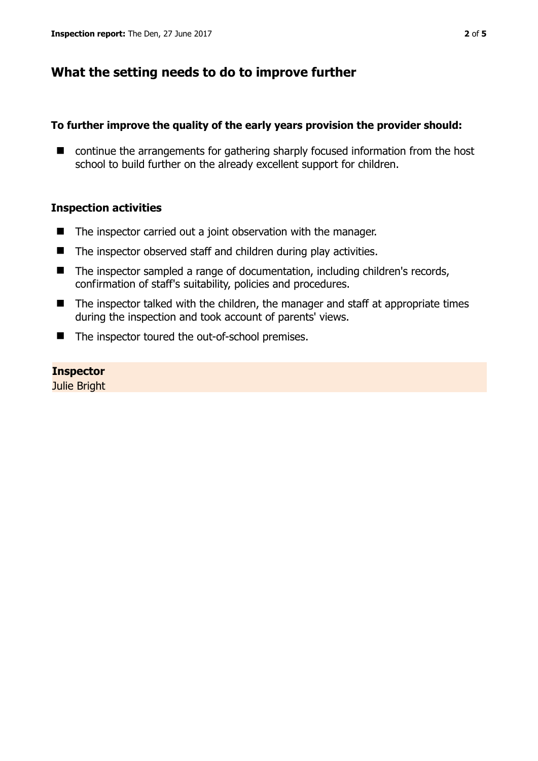## What the setting needs to do to improve further

**To further improve the quality of the early years provision the provider should:**

- continue the arrangements for gathering sharply focused information from the host school to build further on the already excellent support for children.

### Inspection activities

- The inspector carried out a joint observation with the manager.
- The inspector observed staff and children during play activities.
- The inspector sampled a range of documentation, including children's records, confirmation of staff's suitability, policies and procedures.
- The inspector talked with the children, the manager and staff at appropriate times during the inspection and took account of parents' views.
- The inspector toured the out-of-school premises.

**Inspector**
Julie Bright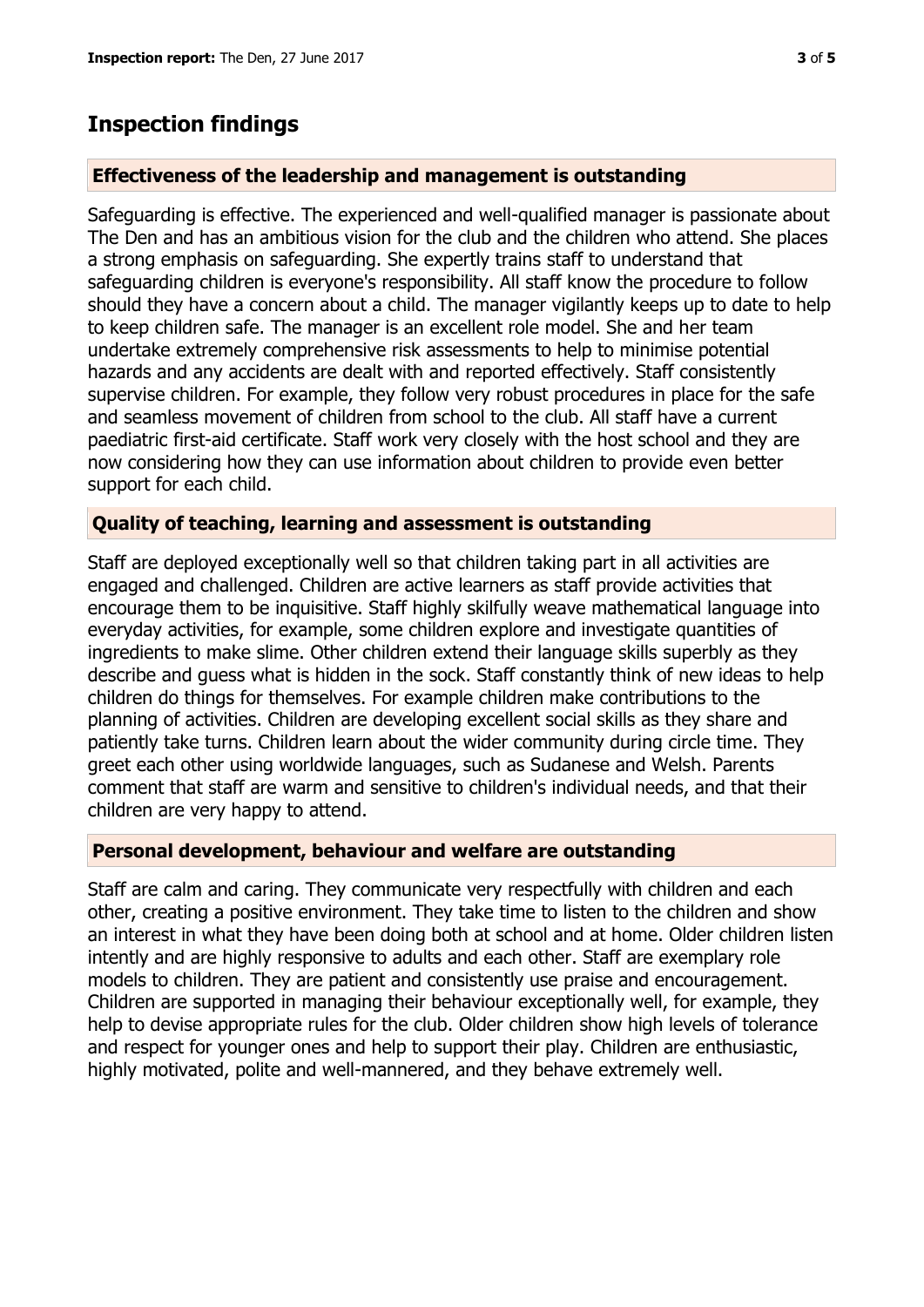## Inspection findings

### Effectiveness of the leadership and management is outstanding

Safeguarding is effective. The experienced and well-qualified manager is passionate about The Den and has an ambitious vision for the club and the children who attend. She places a strong emphasis on safeguarding. She expertly trains staff to understand that safeguarding children is everyone's responsibility. All staff know the procedure to follow should they have a concern about a child. The manager vigilantly keeps up to date to help to keep children safe. The manager is an excellent role model. She and her team undertake extremely comprehensive risk assessments to help to minimise potential hazards and any accidents are dealt with and reported effectively. Staff consistently supervise children. For example, they follow very robust procedures in place for the safe and seamless movement of children from school to the club. All staff have a current paediatric first-aid certificate. Staff work very closely with the host school and they are now considering how they can use information about children to provide even better support for each child.

### Quality of teaching, learning and assessment is outstanding

Staff are deployed exceptionally well so that children taking part in all activities are engaged and challenged. Children are active learners as staff provide activities that encourage them to be inquisitive. Staff highly skilfully weave mathematical language into everyday activities, for example, some children explore and investigate quantities of ingredients to make slime. Other children extend their language skills superbly as they describe and guess what is hidden in the sock. Staff constantly think of new ideas to help children do things for themselves. For example children make contributions to the planning of activities. Children are developing excellent social skills as they share and patiently take turns. Children learn about the wider community during circle time. They greet each other using worldwide languages, such as Sudanese and Welsh. Parents comment that staff are warm and sensitive to children's individual needs, and that their children are very happy to attend.

### Personal development, behaviour and welfare are outstanding

Staff are calm and caring. They communicate very respectfully with children and each other, creating a positive environment. They take time to listen to the children and show an interest in what they have been doing both at school and at home. Older children listen intently and are highly responsive to adults and each other. Staff are exemplary role models to children. They are patient and consistently use praise and encouragement. Children are supported in managing their behaviour exceptionally well, for example, they help to devise appropriate rules for the club. Older children show high levels of tolerance and respect for younger ones and help to support their play. Children are enthusiastic, highly motivated, polite and well-mannered, and they behave extremely well.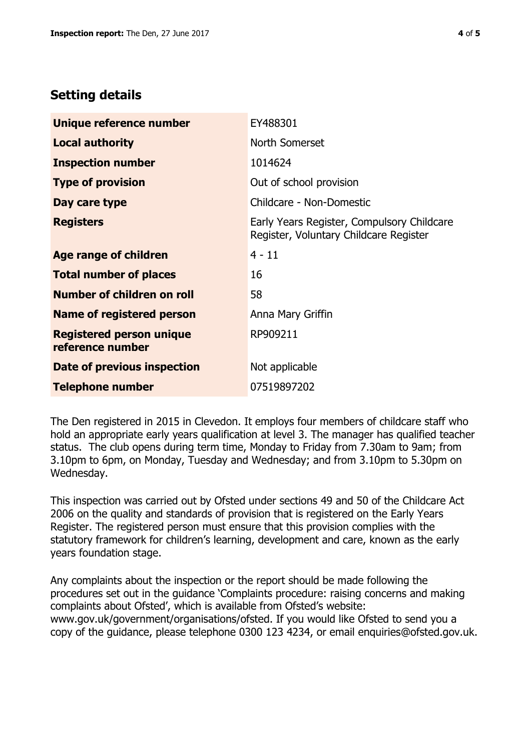## Setting details

| | |
|---|---|
| **Unique reference number** | EY488301 |
| **Local authority** | North Somerset |
| **Inspection number** | 1014624 |
| **Type of provision** | Out of school provision |
| **Day care type** | Childcare - Non-Domestic |
| **Registers** | Early Years Register, Compulsory Childcare Register, Voluntary Childcare Register |
| **Age range of children** | 4 - 11 |
| **Total number of places** | 16 |
| **Number of children on roll** | 58 |
| **Name of registered person** | Anna Mary Griffin |
| **Registered person unique reference number** | RP909211 |
| **Date of previous inspection** | Not applicable |
| **Telephone number** | 07519897202 |

The Den registered in 2015 in Clevedon. It employs four members of childcare staff who hold an appropriate early years qualification at level 3. The manager has qualified teacher status. The club opens during term time, Monday to Friday from 7.30am to 9am; from 3.10pm to 6pm, on Monday, Tuesday and Wednesday; and from 3.10pm to 5.30pm on Wednesday.

This inspection was carried out by Ofsted under sections 49 and 50 of the Childcare Act 2006 on the quality and standards of provision that is registered on the Early Years Register. The registered person must ensure that this provision complies with the statutory framework for children's learning, development and care, known as the early years foundation stage.

Any complaints about the inspection or the report should be made following the procedures set out in the guidance 'Complaints procedure: raising concerns and making complaints about Ofsted', which is available from Ofsted's website: www.gov.uk/government/organisations/ofsted. If you would like Ofsted to send you a copy of the guidance, please telephone 0300 123 4234, or email enquiries@ofsted.gov.uk.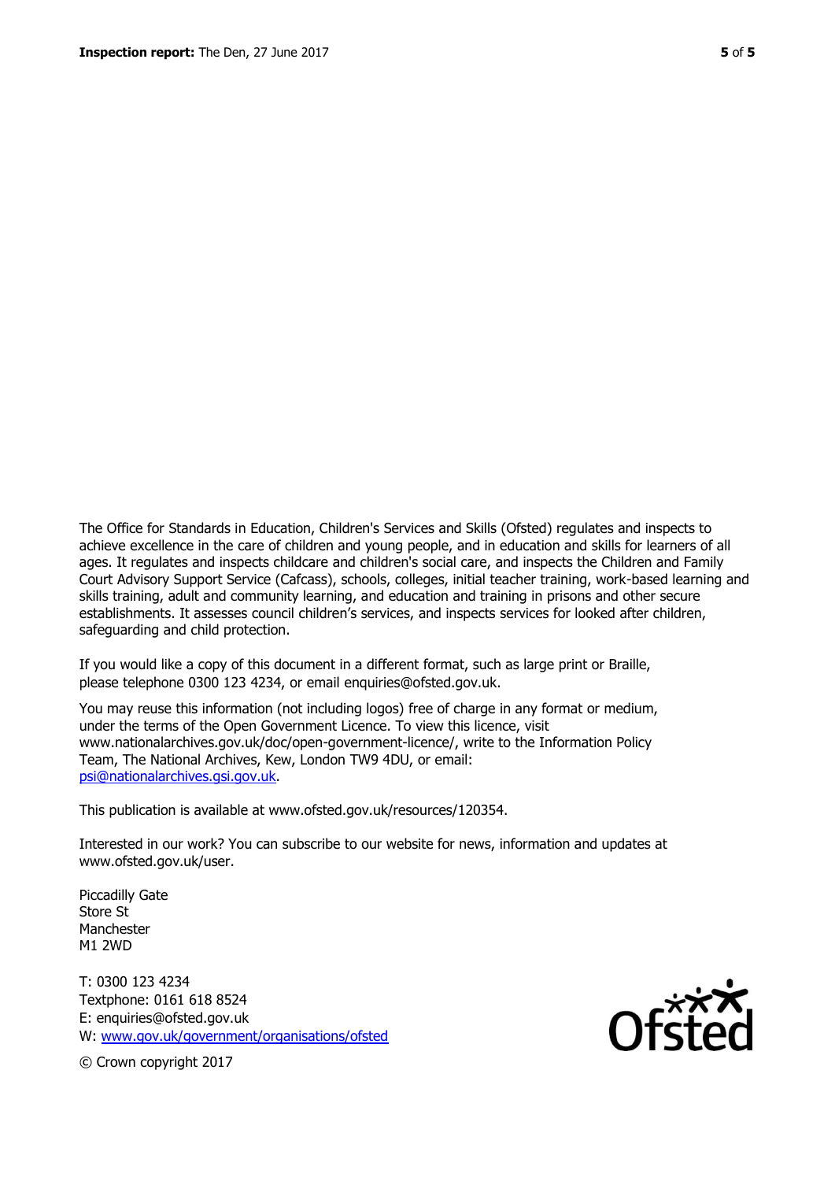The Office for Standards in Education, Children's Services and Skills (Ofsted) regulates and inspects to achieve excellence in the care of children and young people, and in education and skills for learners of all ages. It regulates and inspects childcare and children's social care, and inspects the Children and Family Court Advisory Support Service (Cafcass), schools, colleges, initial teacher training, work-based learning and skills training, adult and community learning, and education and training in prisons and other secure establishments. It assesses council children's services, and inspects services for looked after children, safeguarding and child protection.

If you would like a copy of this document in a different format, such as large print or Braille, please telephone 0300 123 4234, or email enquiries@ofsted.gov.uk.

You may reuse this information (not including logos) free of charge in any format or medium, under the terms of the Open Government Licence. To view this licence, visit www.nationalarchives.gov.uk/doc/open-government-licence/, write to the Information Policy Team, The National Archives, Kew, London TW9 4DU, or email: [psi@nationalarchives.gsi.gov.uk](mailto:psi@nationalarchives.gsi.gov.uk).

This publication is available at www.ofsted.gov.uk/resources/120354.

Interested in our work? You can subscribe to our website for news, information and updates at www.ofsted.gov.uk/user.

Piccadilly Gate
Store St
Manchester
M1 2WD

T: 0300 123 4234
Textphone: 0161 618 8524
E: enquiries@ofsted.gov.uk
W: [www.gov.uk/government/organisations/ofsted](http://www.gov.uk/government/organisations/ofsted)

© Crown copyright 2017